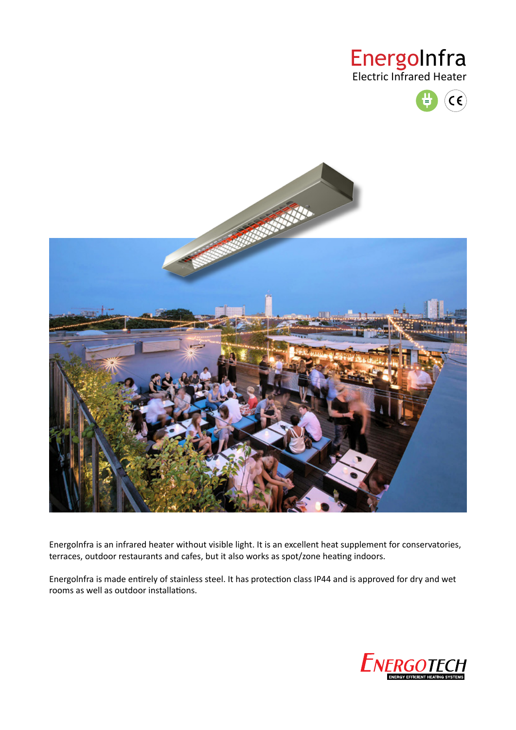# EnergoInfra

Electric Infrared Heater

EnergoInfra is an infrared heater without visible light. It is an excellent heat supplement for conservatories, terraces, outdoor restaurants and cafes, but it also works as spot/zone heating indoors.

EnergoInfra is made entirely of stainless steel. It has protection class IP44 and is approved for dry and wet rooms as well as outdoor installations.

ENERGOTECH

ENERGY EFFICIENT HEATING SYSTEMS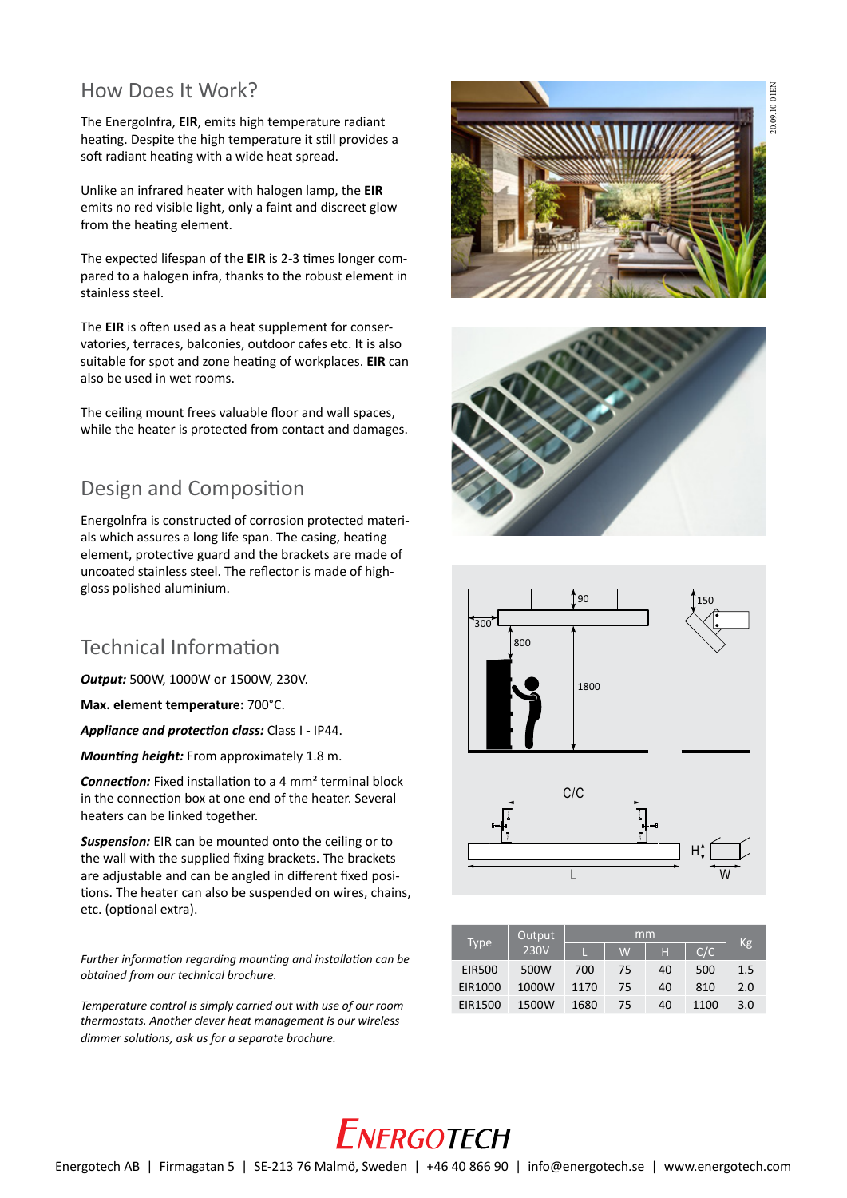## How Does It Work?

The EnergoInfra, **EIR**, emits high temperature radiant heating. Despite the high temperature it still provides a soft radiant heating with a wide heat spread.

Unlike an infrared heater with halogen lamp, the **EIR** emits no red visible light, only a faint and discreet glow from the heating element.

The expected lifespan of the **EIR** is 2-3 times longer compared to a halogen infra, thanks to the robust element in stainless steel.

The **EIR** is often used as a heat supplement for conservatories, terraces, balconies, outdoor cafes etc. It is also suitable for spot and zone heating of workplaces. **EIR** can also be used in wet rooms.

The ceiling mount frees valuable floor and wall spaces, while the heater is protected from contact and damages.

## Design and Composition

EnergoInfra is constructed of corrosion protected materials which assures a long life span. The casing, heating element, protective guard and the brackets are made of uncoated stainless steel. The reflector is made of high-gloss polished aluminium.

## Technical Information

***Output:*** 500W, 1000W or 1500W, 230V.

**Max. element temperature:** 700°C.

***Appliance and protection class:*** Class I - IP44.

***Mounting height:*** From approximately 1.8 m.

***Connection:*** Fixed installation to a 4 mm² terminal block in the connection box at one end of the heater. Several heaters can be linked together.

***Suspension:*** EIR can be mounted onto the ceiling or to the wall with the supplied fixing brackets. The brackets are adjustable and can be angled in different fixed positions. The heater can also be suspended on wires, chains, etc. (optional extra).

*Further information regarding mounting and installation can be obtained from our technical brochure.*

*Temperature control is simply carried out with use of our room thermostats. Another clever heat management is our wireless dimmer solutions, ask us for a separate brochure.*

90
300
800
1800
150

C/C
H
L
W

| Type | Output 230V | mm | | | | Kg |
|---|---|---|---|---|---|---|
| | | L | W | H | C/C | |
| EIR500 | 500W | 700 | 75 | 40 | 500 | 1.5 |
| EIR1000 | 1000W | 1170 | 75 | 40 | 810 | 2.0 |
| EIR1500 | 1500W | 1680 | 75 | 40 | 1100 | 3.0 |

20.09.10-01EN

ENERGOTECH

Energotech AB | Firmagatan 5 | SE-213 76 Malmö, Sweden | +46 40 866 90 | info@energotech.se | www.energotech.com